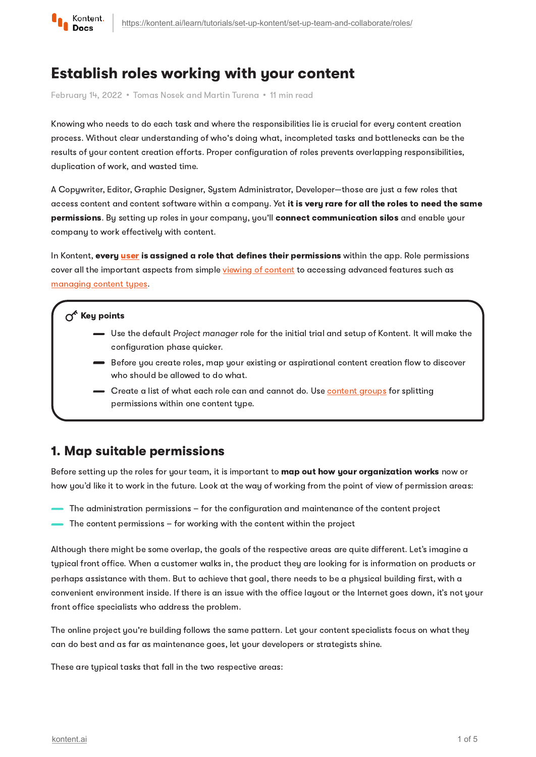# Establish roles working with your content

February 14, 2022 • Tomas Nosek and Martin Turena • 11 min read

Knowing who needs to do each task and where the responsibilities lie is crucial for every content creation process. Without clear understanding of who's doing what, incompleted tasks and bottlenecks can be the results of your content creation efforts. Proper configuration of roles prevents overlapping responsibilities, duplication of work, and wasted time.

A Copywriter, Editor, Graphic Designer, System Administrator, Developer—those are just a few roles that access content and content software within a company. Yet **it is very rare for all the roles to need the same permissions**. By setting up roles in your company, you'll **connect communication silos** and enable your company to work effectively with content.

In Kontent, **every user is assigned a role that defines their permissions** within the app. Role permissions cover all the important aspects from simple viewing of content to accessing advanced features such as managing content types.

> **Key points**
>
> - Use the default *Project manager* role for the initial trial and setup of Kontent. It will make the configuration phase quicker.
> - Before you create roles, map your existing or aspirational content creation flow to discover who should be allowed to do what.
> - Create a list of what each role can and cannot do. Use content groups for splitting permissions within one content type.

## 1. Map suitable permissions

Before setting up the roles for your team, it is important to **map out how your organization works** now or how you'd like it to work in the future. Look at the way of working from the point of view of permission areas:

- The administration permissions – for the configuration and maintenance of the content project
- The content permissions – for working with the content within the project

Although there might be some overlap, the goals of the respective areas are quite different. Let's imagine a typical front office. When a customer walks in, the product they are looking for is information on products or perhaps assistance with them. But to achieve that goal, there needs to be a physical building first, with a convenient environment inside. If there is an issue with the office layout or the Internet goes down, it's not your front office specialists who address the problem.

The online project you're building follows the same pattern. Let your content specialists focus on what they can do best and as far as maintenance goes, let your developers or strategists shine.

These are typical tasks that fall in the two respective areas: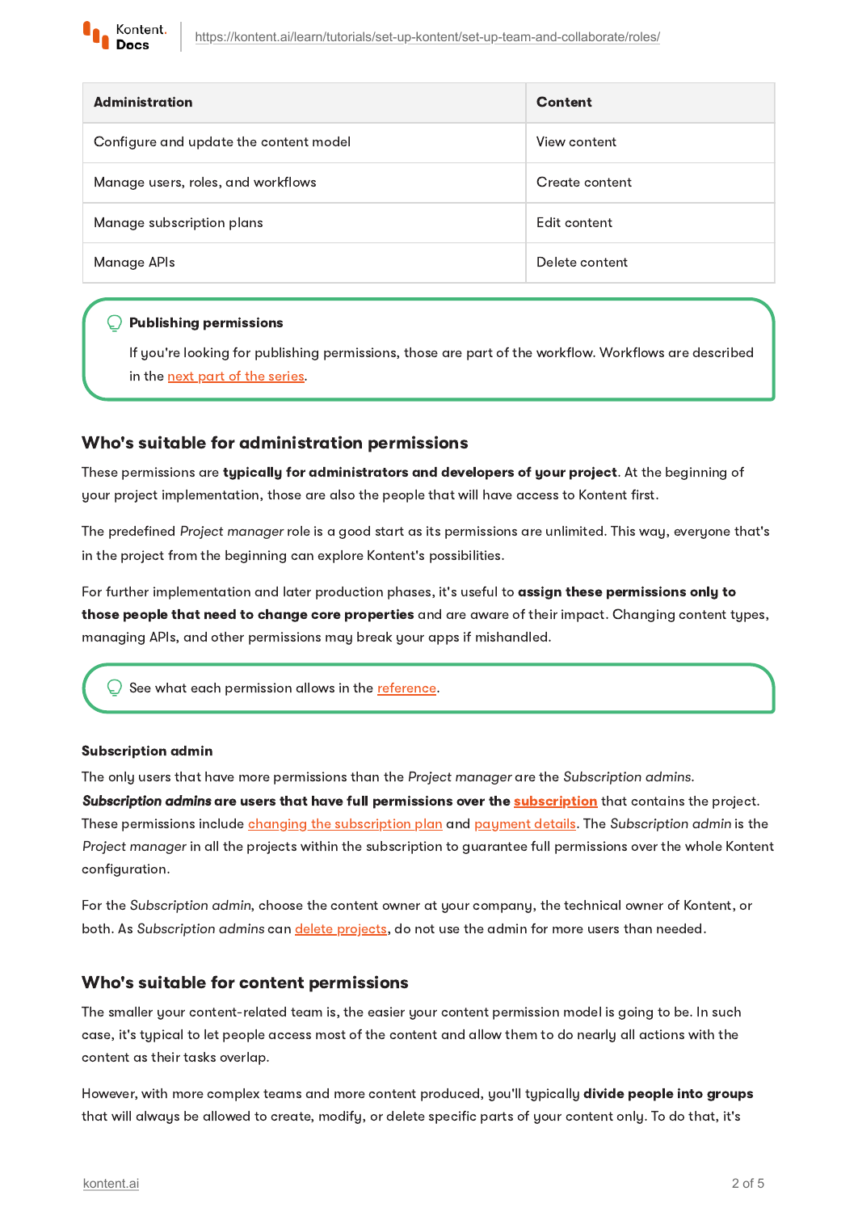| Administration | Content |
| --- | --- |
| Configure and update the content model | View content |
| Manage users, roles, and workflows | Create content |
| Manage subscription plans | Edit content |
| Manage APIs | Delete content |

> **Publishing permissions**
>
> If you're looking for publishing permissions, those are part of the workflow. Workflows are described in the next part of the series.

## Who's suitable for administration permissions

These permissions are **typically for administrators and developers of your project**. At the beginning of your project implementation, those are also the people that will have access to Kontent first.

The predefined *Project manager* role is a good start as its permissions are unlimited. This way, everyone that's in the project from the beginning can explore Kontent's possibilities.

For further implementation and later production phases, it's useful to **assign these permissions only to those people that need to change core properties** and are aware of their impact. Changing content types, managing APIs, and other permissions may break your apps if mishandled.

> See what each permission allows in the reference.

#### Subscription admin

The only users that have more permissions than the *Project manager* are the *Subscription admins*. ***Subscription admins* are users that have full permissions over the subscription** that contains the project. These permissions include changing the subscription plan and payment details. The *Subscription admin* is the *Project manager* in all the projects within the subscription to guarantee full permissions over the whole Kontent configuration.

For the *Subscription admin*, choose the content owner at your company, the technical owner of Kontent, or both. As *Subscription admins* can delete projects, do not use the admin for more users than needed.

## Who's suitable for content permissions

The smaller your content-related team is, the easier your content permission model is going to be. In such case, it's typical to let people access most of the content and allow them to do nearly all actions with the content as their tasks overlap.

However, with more complex teams and more content produced, you'll typically **divide people into groups** that will always be allowed to create, modify, or delete specific parts of your content only. To do that, it's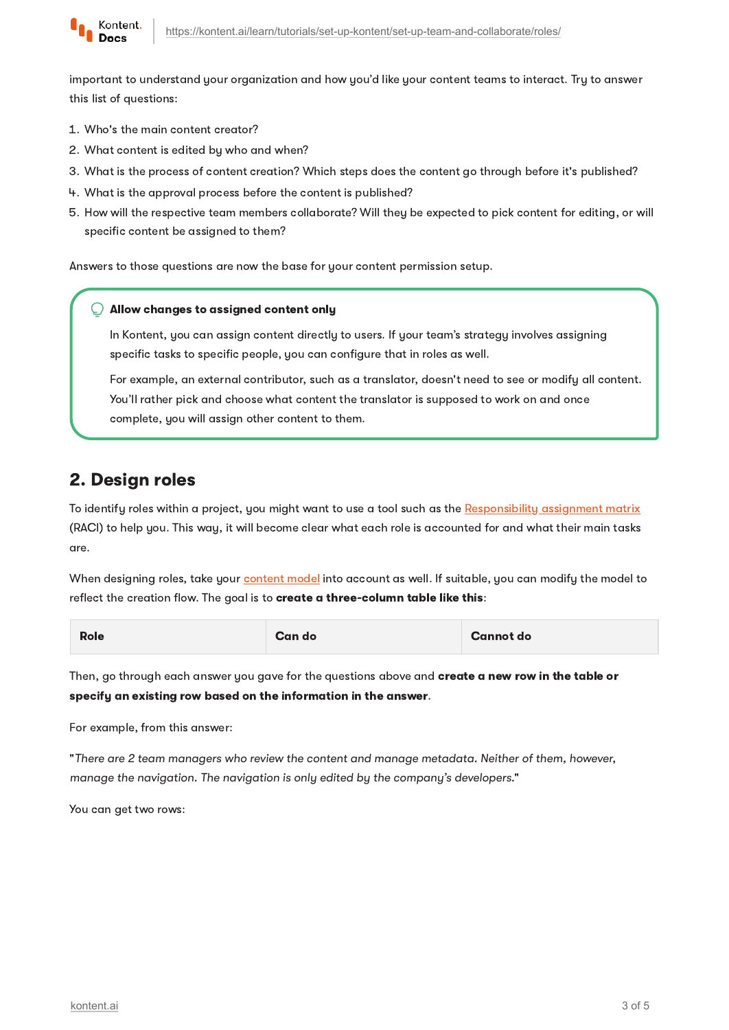important to understand your organization and how you'd like your content teams to interact. Try to answer this list of questions:

1. Who's the main content creator?
2. What content is edited by who and when?
3. What is the process of content creation? Which steps does the content go through before it's published?
4. What is the approval process before the content is published?
5. How will the respective team members collaborate? Will they be expected to pick content for editing, or will specific content be assigned to them?

Answers to those questions are now the base for your content permission setup.

> **Allow changes to assigned content only**
>
> In Kontent, you can assign content directly to users. If your team's strategy involves assigning specific tasks to specific people, you can configure that in roles as well.
>
> For example, an external contributor, such as a translator, doesn't need to see or modify all content. You'll rather pick and choose what content the translator is supposed to work on and once complete, you will assign other content to them.

## 2. Design roles

To identify roles within a project, you might want to use a tool such as the Responsibility assignment matrix (RACI) to help you. This way, it will become clear what each role is accounted for and what their main tasks are.

When designing roles, take your content model into account as well. If suitable, you can modify the model to reflect the creation flow. The goal is to **create a three-column table like this**:

| Role | Can do | Cannot do |
|---|---|---|

Then, go through each answer you gave for the questions above and **create a new row in the table or specify an existing row based on the information in the answer**.

For example, from this answer:

"*There are 2 team managers who review the content and manage metadata. Neither of them, however, manage the navigation. The navigation is only edited by the company's developers.*"

You can get two rows: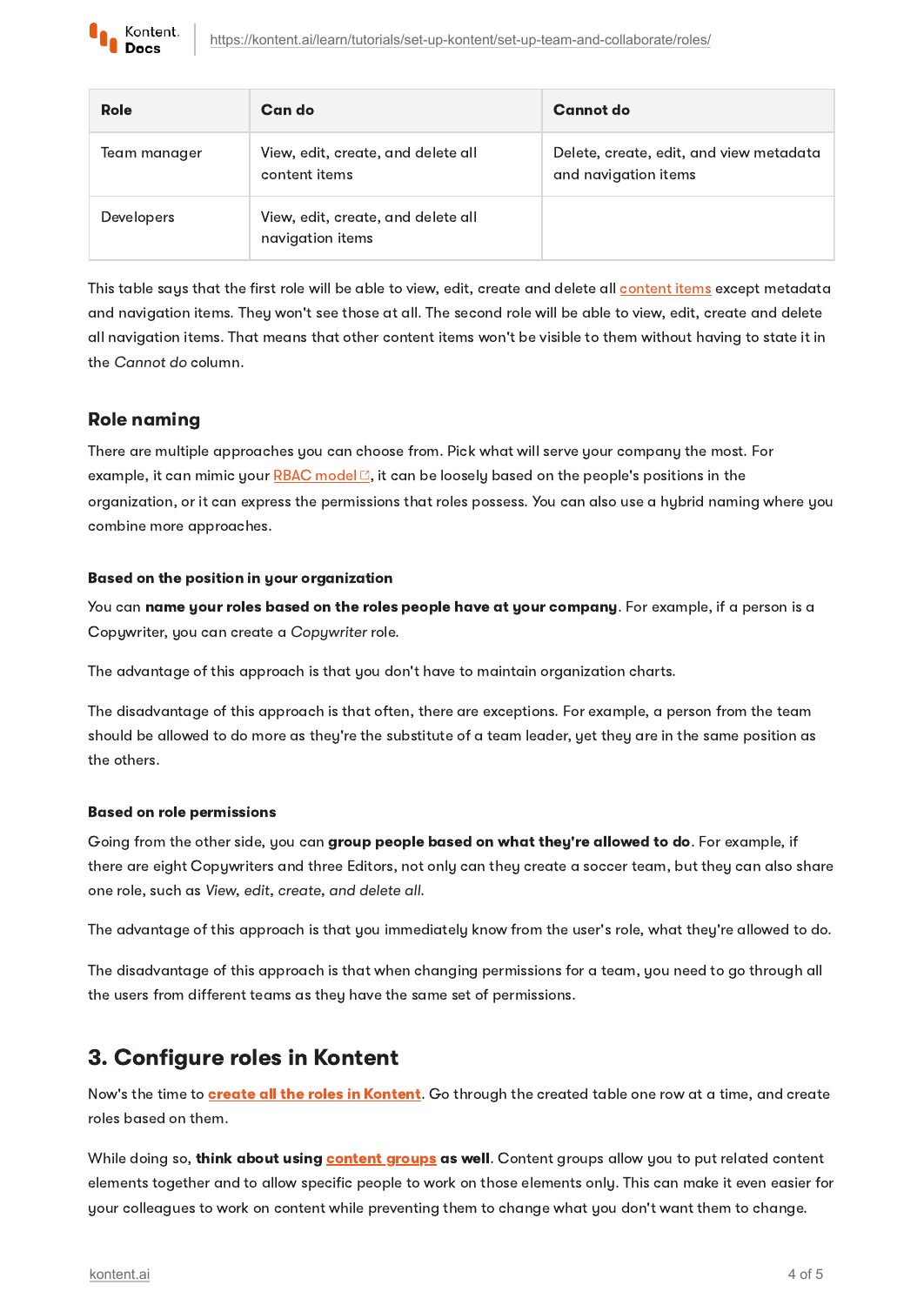| Role | Can do | Cannot do |
| --- | --- | --- |
| Team manager | View, edit, create, and delete all content items | Delete, create, edit, and view metadata and navigation items |
| Developers | View, edit, create, and delete all navigation items | |

This table says that the first role will be able to view, edit, create and delete all content items except metadata and navigation items. They won't see those at all. The second role will be able to view, edit, create and delete all navigation items. That means that other content items won't be visible to them without having to state it in the *Cannot do* column.

## Role naming

There are multiple approaches you can choose from. Pick what will serve your company the most. For example, it can mimic your RBAC model, it can be loosely based on the people's positions in the organization, or it can express the permissions that roles possess. You can also use a hybrid naming where you combine more approaches.

#### Based on the position in your organization

You can **name your roles based on the roles people have at your company**. For example, if a person is a Copywriter, you can create a *Copywriter* role.

The advantage of this approach is that you don't have to maintain organization charts.

The disadvantage of this approach is that often, there are exceptions. For example, a person from the team should be allowed to do more as they're the substitute of a team leader, yet they are in the same position as the others.

#### Based on role permissions

Going from the other side, you can **group people based on what they're allowed to do**. For example, if there are eight Copywriters and three Editors, not only can they create a soccer team, but they can also share one role, such as *View, edit, create, and delete all.*

The advantage of this approach is that you immediately know from the user's role, what they're allowed to do.

The disadvantage of this approach is that when changing permissions for a team, you need to go through all the users from different teams as they have the same set of permissions.

## 3. Configure roles in Kontent

Now's the time to **create all the roles in Kontent**. Go through the created table one row at a time, and create roles based on them.

While doing so, **think about using content groups as well**. Content groups allow you to put related content elements together and to allow specific people to work on those elements only. This can make it even easier for your colleagues to work on content while preventing them to change what you don't want them to change.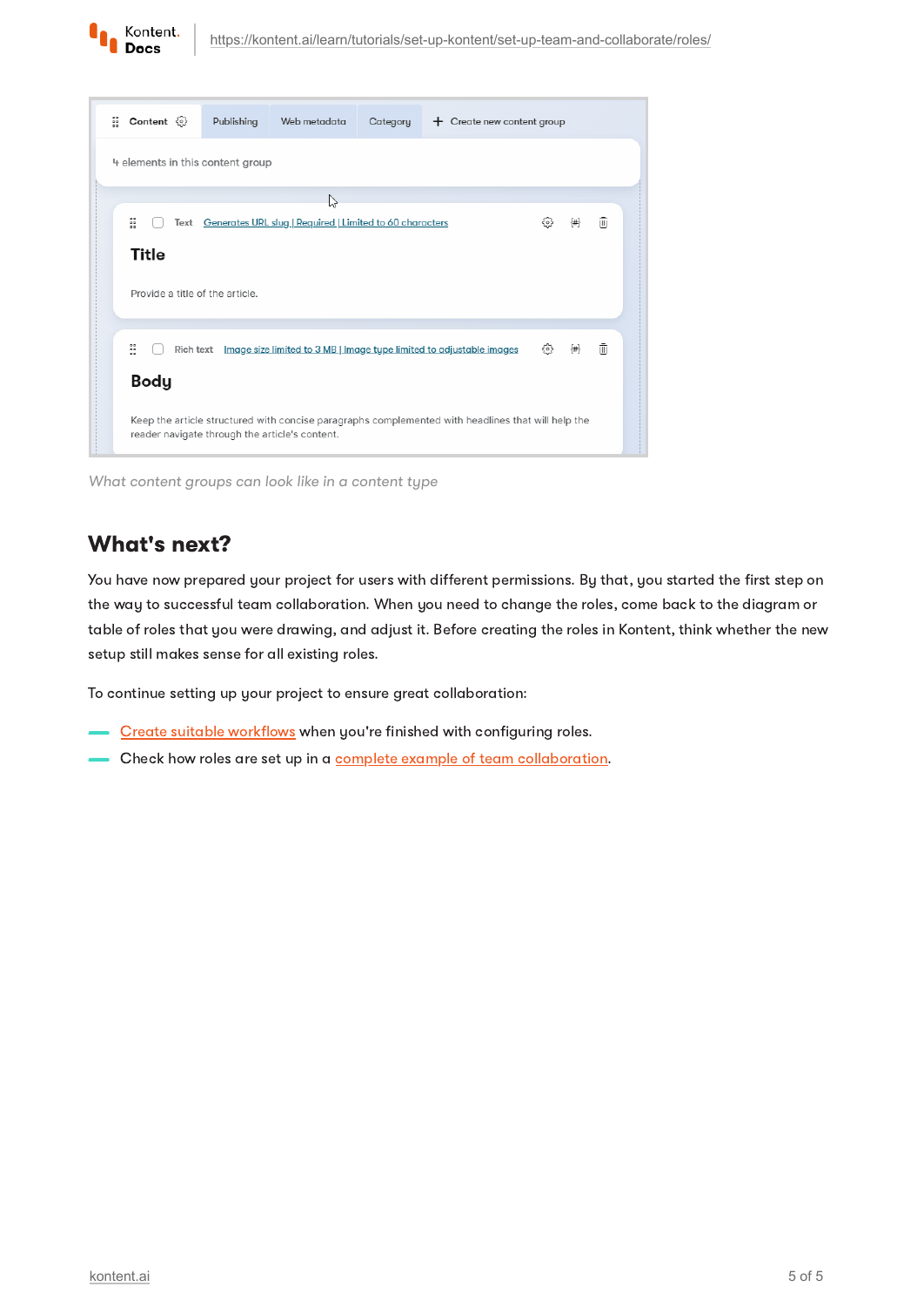What content groups can look like in a content type

## What's next?

You have now prepared your project for users with different permissions. By that, you started the first step on the way to successful team collaboration. When you need to change the roles, come back to the diagram or table of roles that you were drawing, and adjust it. Before creating the roles in Kontent, think whether the new setup still makes sense for all existing roles.

To continue setting up your project to ensure great collaboration:

- Create suitable workflows when you're finished with configuring roles.
- Check how roles are set up in a complete example of team collaboration.